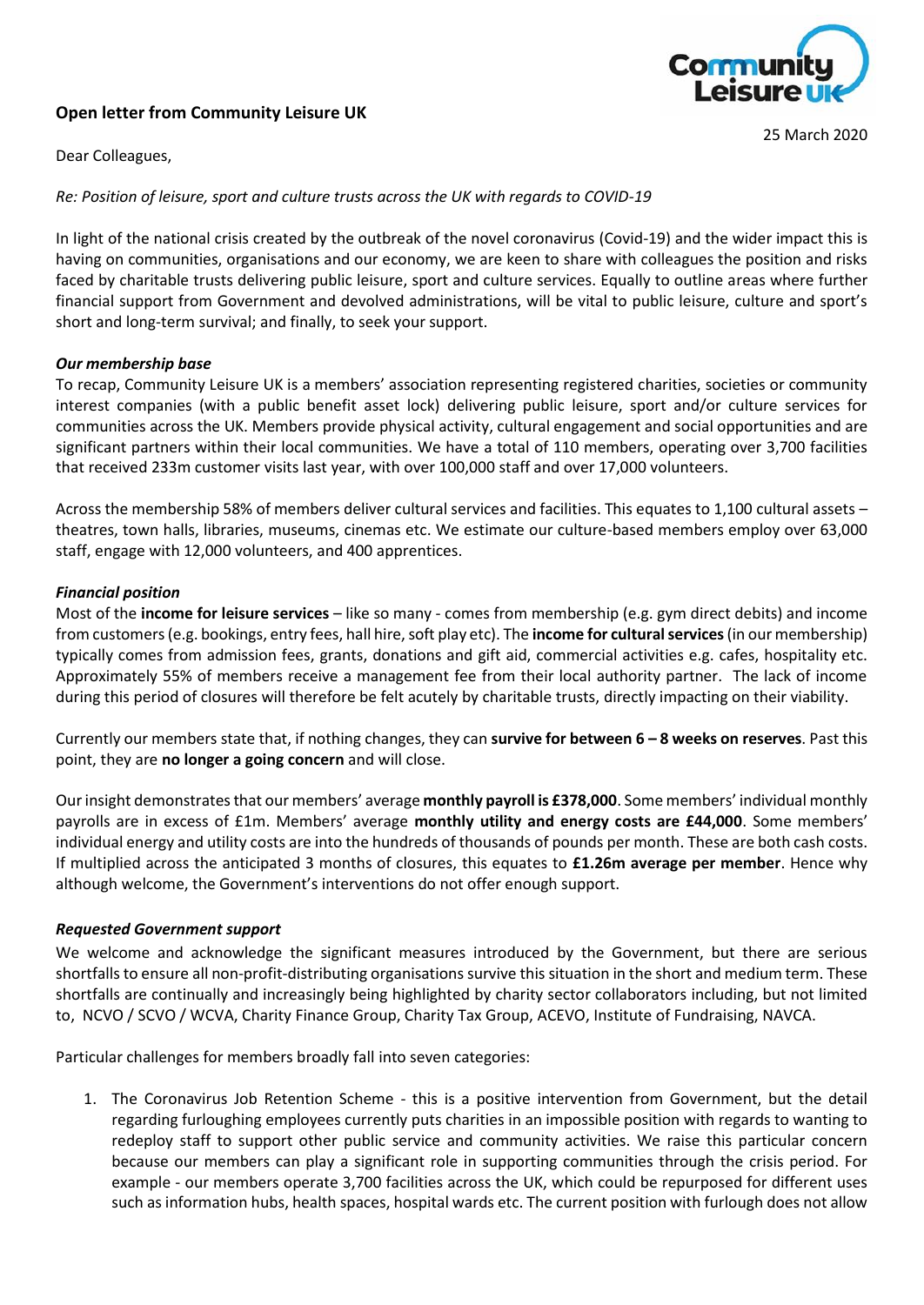**Open letter from Community Leisure UK**

25 March 2020

Dear Colleagues,

*Re: Position of leisure, sport and culture trusts across the UK with regards to COVID-19*

In light of the national crisis created by the outbreak of the novel coronavirus (Covid-19) and the wider impact this is having on communities, organisations and our economy, we are keen to share with colleagues the position and risks faced by charitable trusts delivering public leisure, sport and culture services. Equally to outline areas where further financial support from Government and devolved administrations, will be vital to public leisure, culture and sport's short and long-term survival; and finally, to seek your support.

***Our membership base***

To recap, Community Leisure UK is a members' association representing registered charities, societies or community interest companies (with a public benefit asset lock) delivering public leisure, sport and/or culture services for communities across the UK. Members provide physical activity, cultural engagement and social opportunities and are significant partners within their local communities. We have a total of 110 members, operating over 3,700 facilities that received 233m customer visits last year, with over 100,000 staff and over 17,000 volunteers.

Across the membership 58% of members deliver cultural services and facilities. This equates to 1,100 cultural assets – theatres, town halls, libraries, museums, cinemas etc. We estimate our culture-based members employ over 63,000 staff, engage with 12,000 volunteers, and 400 apprentices.

***Financial position***

Most of the **income for leisure services** – like so many - comes from membership (e.g. gym direct debits) and income from customers (e.g. bookings, entry fees, hall hire, soft play etc). The **income for cultural services** (in our membership) typically comes from admission fees, grants, donations and gift aid, commercial activities e.g. cafes, hospitality etc. Approximately 55% of members receive a management fee from their local authority partner. The lack of income during this period of closures will therefore be felt acutely by charitable trusts, directly impacting on their viability.

Currently our members state that, if nothing changes, they can **survive for between 6 – 8 weeks on reserves**. Past this point, they are **no longer a going concern** and will close.

Our insight demonstrates that our members' average **monthly payroll is £378,000**. Some members' individual monthly payrolls are in excess of £1m. Members' average **monthly utility and energy costs are £44,000**. Some members' individual energy and utility costs are into the hundreds of thousands of pounds per month. These are both cash costs. If multiplied across the anticipated 3 months of closures, this equates to **£1.26m average per member**. Hence why although welcome, the Government's interventions do not offer enough support.

***Requested Government support***

We welcome and acknowledge the significant measures introduced by the Government, but there are serious shortfalls to ensure all non-profit-distributing organisations survive this situation in the short and medium term. These shortfalls are continually and increasingly being highlighted by charity sector collaborators including, but not limited to, NCVO / SCVO / WCVA, Charity Finance Group, Charity Tax Group, ACEVO, Institute of Fundraising, NAVCA.

Particular challenges for members broadly fall into seven categories:

1. The Coronavirus Job Retention Scheme - this is a positive intervention from Government, but the detail regarding furloughing employees currently puts charities in an impossible position with regards to wanting to redeploy staff to support other public service and community activities. We raise this particular concern because our members can play a significant role in supporting communities through the crisis period. For example - our members operate 3,700 facilities across the UK, which could be repurposed for different uses such as information hubs, health spaces, hospital wards etc. The current position with furlough does not allow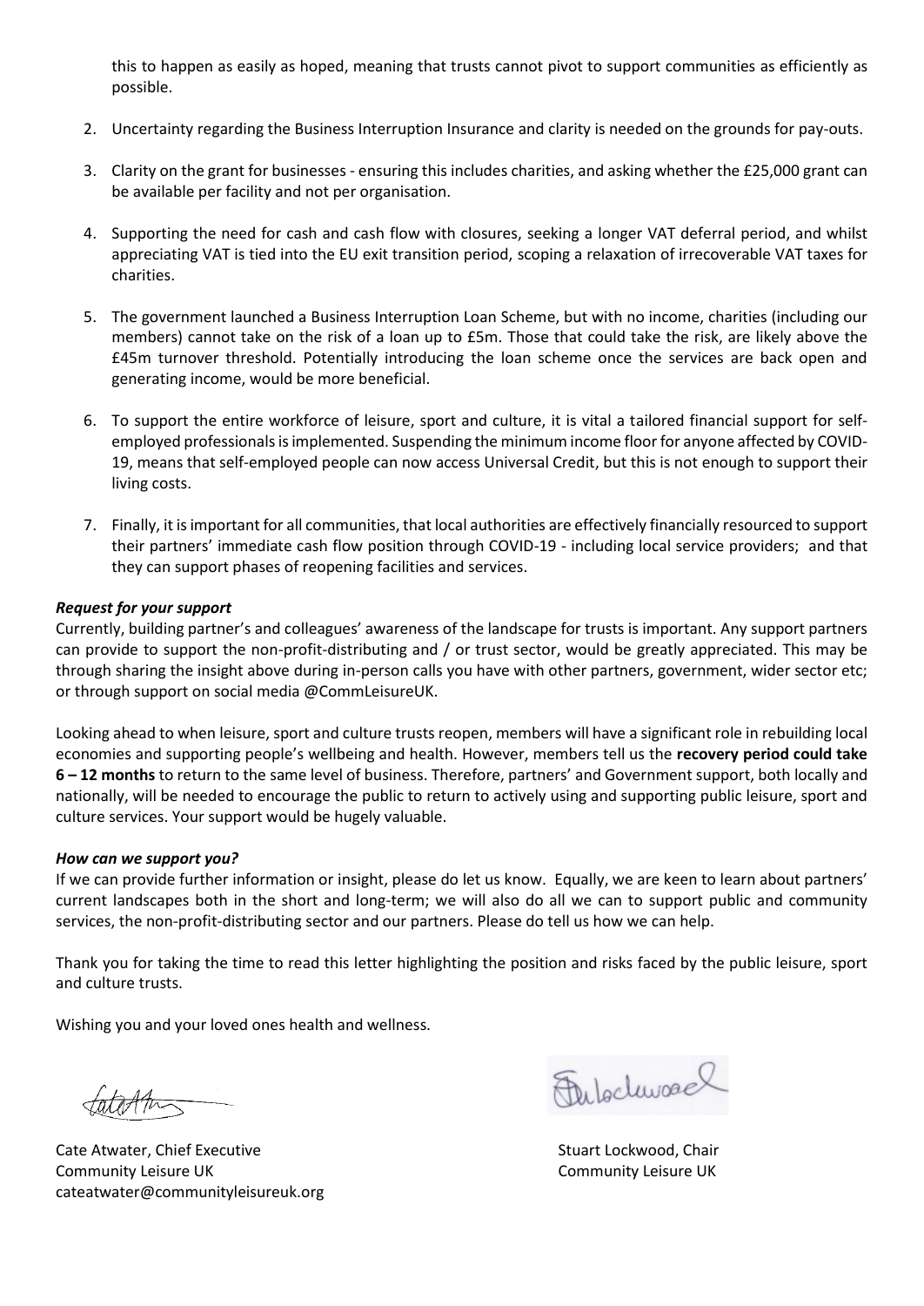this to happen as easily as hoped, meaning that trusts cannot pivot to support communities as efficiently as possible.

2. Uncertainty regarding the Business Interruption Insurance and clarity is needed on the grounds for pay-outs.

3. Clarity on the grant for businesses - ensuring this includes charities, and asking whether the £25,000 grant can be available per facility and not per organisation.

4. Supporting the need for cash and cash flow with closures, seeking a longer VAT deferral period, and whilst appreciating VAT is tied into the EU exit transition period, scoping a relaxation of irrecoverable VAT taxes for charities.

5. The government launched a Business Interruption Loan Scheme, but with no income, charities (including our members) cannot take on the risk of a loan up to £5m. Those that could take the risk, are likely above the £45m turnover threshold. Potentially introducing the loan scheme once the services are back open and generating income, would be more beneficial.

6. To support the entire workforce of leisure, sport and culture, it is vital a tailored financial support for self-employed professionals is implemented. Suspending the minimum income floor for anyone affected by COVID-19, means that self-employed people can now access Universal Credit, but this is not enough to support their living costs.

7. Finally, it is important for all communities, that local authorities are effectively financially resourced to support their partners' immediate cash flow position through COVID-19 - including local service providers; and that they can support phases of reopening facilities and services.

***Request for your support***

Currently, building partner's and colleagues' awareness of the landscape for trusts is important. Any support partners can provide to support the non-profit-distributing and / or trust sector, would be greatly appreciated. This may be through sharing the insight above during in-person calls you have with other partners, government, wider sector etc; or through support on social media @CommLeisureUK.

Looking ahead to when leisure, sport and culture trusts reopen, members will have a significant role in rebuilding local economies and supporting people's wellbeing and health. However, members tell us the **recovery period could take 6 – 12 months** to return to the same level of business. Therefore, partners' and Government support, both locally and nationally, will be needed to encourage the public to return to actively using and supporting public leisure, sport and culture services. Your support would be hugely valuable.

***How can we support you?***

If we can provide further information or insight, please do let us know. Equally, we are keen to learn about partners' current landscapes both in the short and long-term; we will also do all we can to support public and community services, the non-profit-distributing sector and our partners. Please do tell us how we can help.

Thank you for taking the time to read this letter highlighting the position and risks faced by the public leisure, sport and culture trusts.

Wishing you and your loved ones health and wellness.

Cate Atwater, Chief Executive
Community Leisure UK
cateatwater@communityleisureuk.org

Stuart Lockwood, Chair
Community Leisure UK